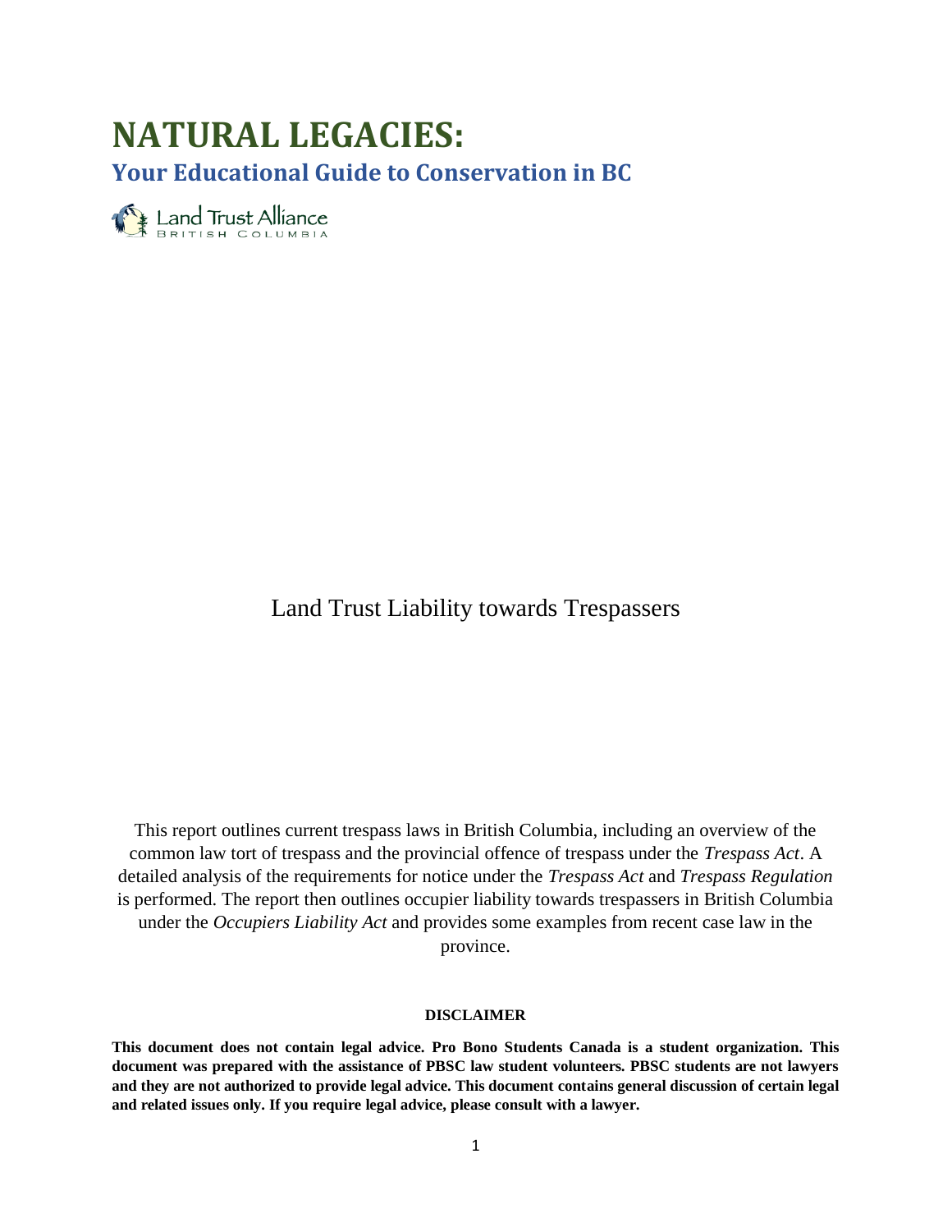# NATURAL LEGACIES:

## Your Educational Guide to Conservation in BC

Land Trust Alliance
BRITISH COLUMBIA

Land Trust Liability towards Trespassers

This report outlines current trespass laws in British Columbia, including an overview of the common law tort of trespass and the provincial offence of trespass under the *Trespass Act*. A detailed analysis of the requirements for notice under the *Trespass Act* and *Trespass Regulation* is performed. The report then outlines occupier liability towards trespassers in British Columbia under the *Occupiers Liability Act* and provides some examples from recent case law in the province.

**DISCLAIMER**

**This document does not contain legal advice. Pro Bono Students Canada is a student organization. This document was prepared with the assistance of PBSC law student volunteers. PBSC students are not lawyers and they are not authorized to provide legal advice. This document contains general discussion of certain legal and related issues only. If you require legal advice, please consult with a lawyer.**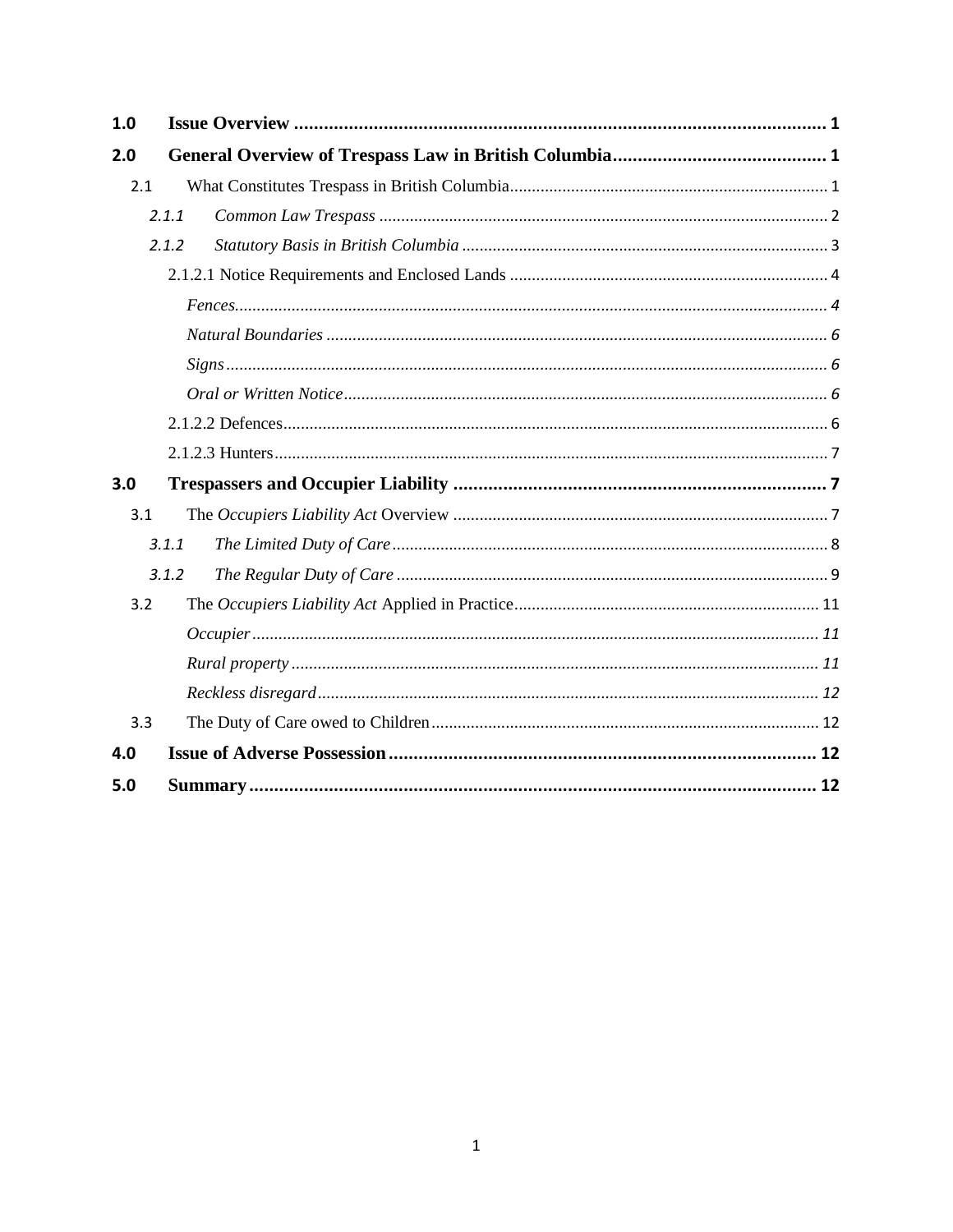1.0 **Issue Overview** ..... 1

2.0 **General Overview of Trespass Law in British Columbia** ..... 1

- 2.1 What Constitutes Trespass in British Columbia ..... 1
  - 2.1.1 *Common Law Trespass* ..... 2
  - 2.1.2 *Statutory Basis in British Columbia* ..... 3
    - 2.1.2.1 Notice Requirements and Enclosed Lands ..... 4
      - *Fences* ..... 4
      - *Natural Boundaries* ..... 6
      - *Signs* ..... 6
      - *Oral or Written Notice* ..... 6
    - 2.1.2.2 Defences ..... 6
    - 2.1.2.3 Hunters ..... 7

3.0 **Trespassers and Occupier Liability** ..... 7

- 3.1 The *Occupiers Liability Act* Overview ..... 7
  - 3.1.1 *The Limited Duty of Care* ..... 8
  - 3.1.2 *The Regular Duty of Care* ..... 9
- 3.2 The *Occupiers Liability Act* Applied in Practice ..... 11
  - *Occupier* ..... 11
  - *Rural property* ..... 11
  - *Reckless disregard* ..... 12
- 3.3 The Duty of Care owed to Children ..... 12

4.0 **Issue of Adverse Possession** ..... 12

5.0 **Summary** ..... 12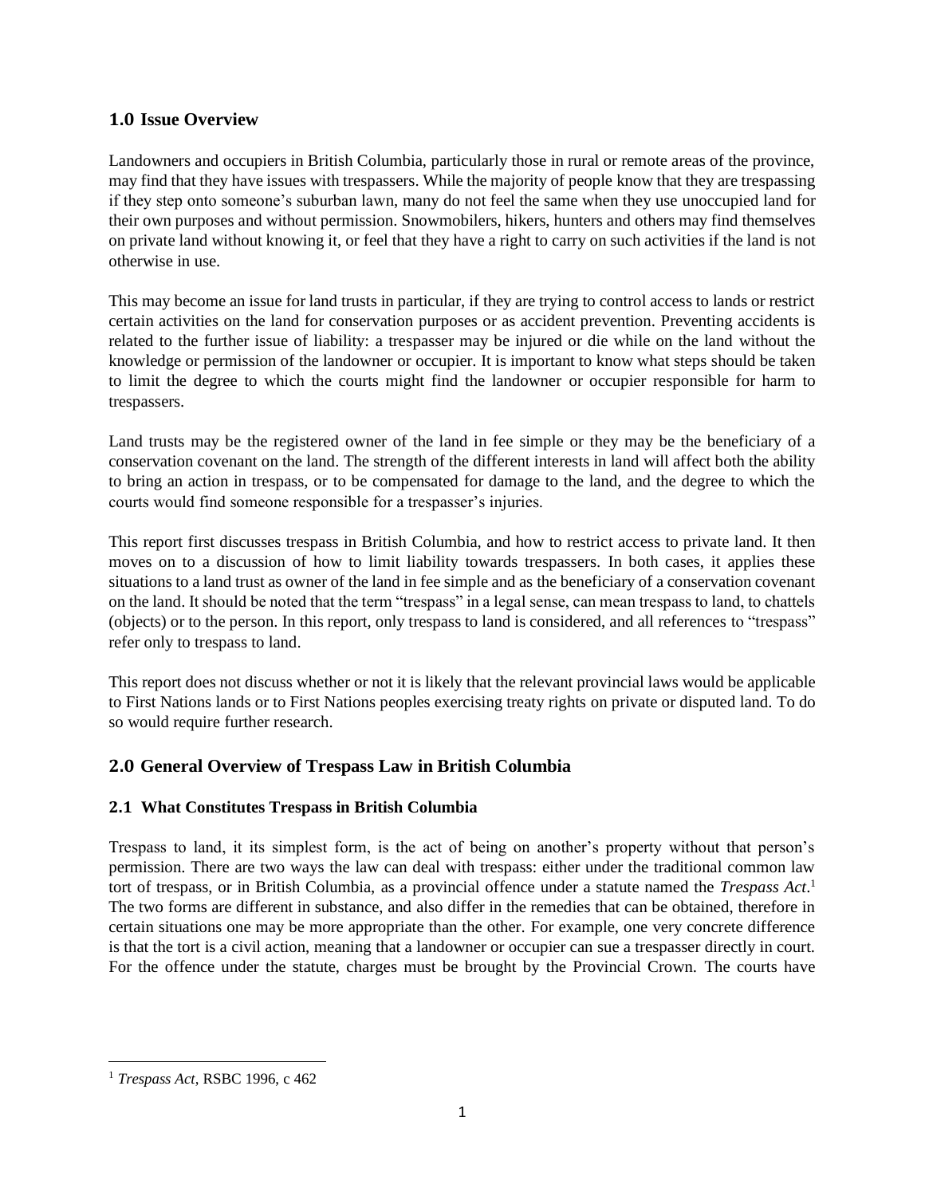## 1.0 Issue Overview

Landowners and occupiers in British Columbia, particularly those in rural or remote areas of the province, may find that they have issues with trespassers. While the majority of people know that they are trespassing if they step onto someone's suburban lawn, many do not feel the same when they use unoccupied land for their own purposes and without permission. Snowmobilers, hikers, hunters and others may find themselves on private land without knowing it, or feel that they have a right to carry on such activities if the land is not otherwise in use.

This may become an issue for land trusts in particular, if they are trying to control access to lands or restrict certain activities on the land for conservation purposes or as accident prevention. Preventing accidents is related to the further issue of liability: a trespasser may be injured or die while on the land without the knowledge or permission of the landowner or occupier. It is important to know what steps should be taken to limit the degree to which the courts might find the landowner or occupier responsible for harm to trespassers.

Land trusts may be the registered owner of the land in fee simple or they may be the beneficiary of a conservation covenant on the land. The strength of the different interests in land will affect both the ability to bring an action in trespass, or to be compensated for damage to the land, and the degree to which the courts would find someone responsible for a trespasser's injuries.

This report first discusses trespass in British Columbia, and how to restrict access to private land. It then moves on to a discussion of how to limit liability towards trespassers. In both cases, it applies these situations to a land trust as owner of the land in fee simple and as the beneficiary of a conservation covenant on the land. It should be noted that the term "trespass" in a legal sense, can mean trespass to land, to chattels (objects) or to the person. In this report, only trespass to land is considered, and all references to "trespass" refer only to trespass to land.

This report does not discuss whether or not it is likely that the relevant provincial laws would be applicable to First Nations lands or to First Nations peoples exercising treaty rights on private or disputed land. To do so would require further research.

## 2.0 General Overview of Trespass Law in British Columbia

### 2.1 What Constitutes Trespass in British Columbia

Trespass to land, it its simplest form, is the act of being on another's property without that person's permission. There are two ways the law can deal with trespass: either under the traditional common law tort of trespass, or in British Columbia, as a provincial offence under a statute named the *Trespass Act*.[1] The two forms are different in substance, and also differ in the remedies that can be obtained, therefore in certain situations one may be more appropriate than the other. For example, one very concrete difference is that the tort is a civil action, meaning that a landowner or occupier can sue a trespasser directly in court. For the offence under the statute, charges must be brought by the Provincial Crown. The courts have

[1] *Trespass Act*, RSBC 1996, c 462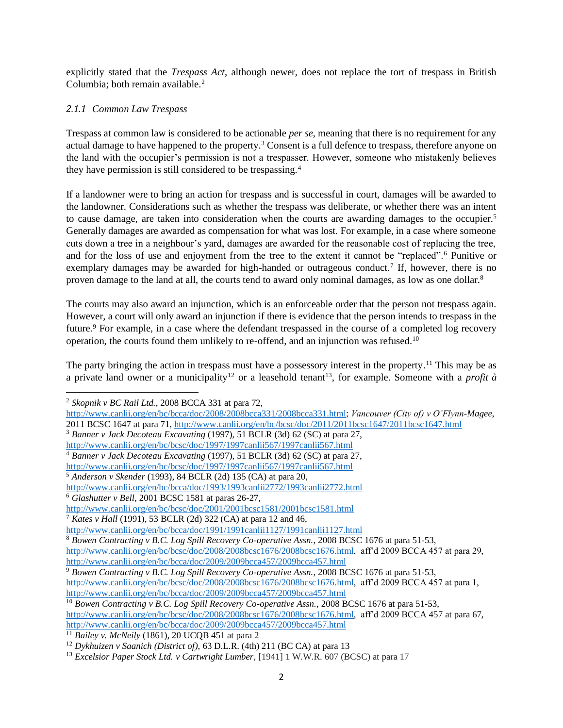explicitly stated that the *Trespass Act*, although newer, does not replace the tort of trespass in British Columbia; both remain available.[2]

### *2.1.1 Common Law Trespass*

Trespass at common law is considered to be actionable *per se*, meaning that there is no requirement for any actual damage to have happened to the property.[3] Consent is a full defence to trespass, therefore anyone on the land with the occupier's permission is not a trespasser. However, someone who mistakenly believes they have permission is still considered to be trespassing.[4]

If a landowner were to bring an action for trespass and is successful in court, damages will be awarded to the landowner. Considerations such as whether the trespass was deliberate, or whether there was an intent to cause damage, are taken into consideration when the courts are awarding damages to the occupier.[5] Generally damages are awarded as compensation for what was lost. For example, in a case where someone cuts down a tree in a neighbour's yard, damages are awarded for the reasonable cost of replacing the tree, and for the loss of use and enjoyment from the tree to the extent it cannot be "replaced".[6] Punitive or exemplary damages may be awarded for high-handed or outrageous conduct.[7] If, however, there is no proven damage to the land at all, the courts tend to award only nominal damages, as low as one dollar.[8]

The courts may also award an injunction, which is an enforceable order that the person not trespass again. However, a court will only award an injunction if there is evidence that the person intends to trespass in the future.[9] For example, in a case where the defendant trespassed in the course of a completed log recovery operation, the courts found them unlikely to re-offend, and an injunction was refused.[10]

The party bringing the action in trespass must have a possessory interest in the property.[11] This may be as a private land owner or a municipality[12] or a leasehold tenant[13], for example. Someone with a *profit à*

---

[2] *Skopnik v BC Rail Ltd.*, 2008 BCCA 331 at para 72, http://www.canlii.org/en/bc/bcca/doc/2008/2008bcca331/2008bcca331.html; *Vancouver (City of) v O'Flynn-Magee*, 2011 BCSC 1647 at para 71, http://www.canlii.org/en/bc/bcsc/doc/2011/2011bcsc1647/2011bcsc1647.html

[3] *Banner v Jack Decoteau Excavating* (1997), 51 BCLR (3d) 62 (SC) at para 27, http://www.canlii.org/en/bc/bcsc/doc/1997/1997canlii567/1997canlii567.html

[4] *Banner v Jack Decoteau Excavating* (1997), 51 BCLR (3d) 62 (SC) at para 27, http://www.canlii.org/en/bc/bcsc/doc/1997/1997canlii567/1997canlii567.html

[5] *Anderson v Skender* (1993), 84 BCLR (2d) 135 (CA) at para 20, http://www.canlii.org/en/bc/bcca/doc/1993/1993canlii2772/1993canlii2772.html

[6] *Glashutter v Bell*, 2001 BCSC 1581 at paras 26-27, http://www.canlii.org/en/bc/bcsc/doc/2001/2001bcsc1581/2001bcsc1581.html

[7] *Kates v Hall* (1991), 53 BCLR (2d) 322 (CA) at para 12 and 46, http://www.canlii.org/en/bc/bcca/doc/1991/1991canlii1127/1991canlii1127.html

[8] *Bowen Contracting v B.C. Log Spill Recovery Co-operative Assn.*, 2008 BCSC 1676 at para 51-53, http://www.canlii.org/en/bc/bcsc/doc/2008/2008bcsc1676/2008bcsc1676.html, aff'd 2009 BCCA 457 at para 29, http://www.canlii.org/en/bc/bcca/doc/2009/2009bcca457/2009bcca457.html

[9] *Bowen Contracting v B.C. Log Spill Recovery Co-operative Assn.*, 2008 BCSC 1676 at para 51-53, http://www.canlii.org/en/bc/bcsc/doc/2008/2008bcsc1676/2008bcsc1676.html, aff'd 2009 BCCA 457 at para 1, http://www.canlii.org/en/bc/bcca/doc/2009/2009bcca457/2009bcca457.html

[10] *Bowen Contracting v B.C. Log Spill Recovery Co-operative Assn.*, 2008 BCSC 1676 at para 51-53, http://www.canlii.org/en/bc/bcsc/doc/2008/2008bcsc1676/2008bcsc1676.html, aff'd 2009 BCCA 457 at para 67, http://www.canlii.org/en/bc/bcca/doc/2009/2009bcca457/2009bcca457.html

[11] *Bailey v. McNeily* (1861), 20 UCQB 451 at para 2

[12] *Dykhuizen v Saanich (District of)*, 63 D.L.R. (4th) 211 (BC CA) at para 13

[13] *Excelsior Paper Stock Ltd. v Cartwright Lumber*, [1941] 1 W.W.R. 607 (BCSC) at para 17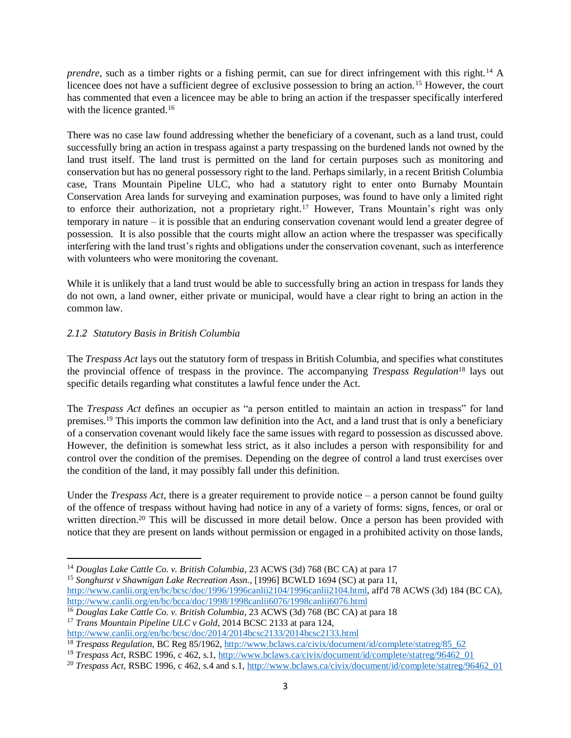*prendre*, such as a timber rights or a fishing permit, can sue for direct infringement with this right.[14] A licencee does not have a sufficient degree of exclusive possession to bring an action.[15] However, the court has commented that even a licencee may be able to bring an action if the trespasser specifically interfered with the licence granted.[16]

There was no case law found addressing whether the beneficiary of a covenant, such as a land trust, could successfully bring an action in trespass against a party trespassing on the burdened lands not owned by the land trust itself. The land trust is permitted on the land for certain purposes such as monitoring and conservation but has no general possessory right to the land. Perhaps similarly, in a recent British Columbia case, Trans Mountain Pipeline ULC, who had a statutory right to enter onto Burnaby Mountain Conservation Area lands for surveying and examination purposes, was found to have only a limited right to enforce their authorization, not a proprietary right.[17] However, Trans Mountain's right was only temporary in nature – it is possible that an enduring conservation covenant would lend a greater degree of possession. It is also possible that the courts might allow an action where the trespasser was specifically interfering with the land trust's rights and obligations under the conservation covenant, such as interference with volunteers who were monitoring the covenant.

While it is unlikely that a land trust would be able to successfully bring an action in trespass for lands they do not own, a land owner, either private or municipal, would have a clear right to bring an action in the common law.

### *2.1.2 Statutory Basis in British Columbia*

The *Trespass Act* lays out the statutory form of trespass in British Columbia, and specifies what constitutes the provincial offence of trespass in the province. The accompanying *Trespass Regulation*[18] lays out specific details regarding what constitutes a lawful fence under the Act.

The *Trespass Act* defines an occupier as "a person entitled to maintain an action in trespass" for land premises.[19] This imports the common law definition into the Act, and a land trust that is only a beneficiary of a conservation covenant would likely face the same issues with regard to possession as discussed above. However, the definition is somewhat less strict, as it also includes a person with responsibility for and control over the condition of the premises. Depending on the degree of control a land trust exercises over the condition of the land, it may possibly fall under this definition.

Under the *Trespass Act*, there is a greater requirement to provide notice – a person cannot be found guilty of the offence of trespass without having had notice in any of a variety of forms: signs, fences, or oral or written direction.[20] This will be discussed in more detail below. Once a person has been provided with notice that they are present on lands without permission or engaged in a prohibited activity on those lands,

---

[14] *Douglas Lake Cattle Co. v. British Columbia*, 23 ACWS (3d) 768 (BC CA) at para 17

[15] *Songhurst v Shawnigan Lake Recreation Assn.*, [1996] BCWLD 1694 (SC) at para 11, http://www.canlii.org/en/bc/bcsc/doc/1996/1996canlii2104/1996canlii2104.html, aff'd 78 ACWS (3d) 184 (BC CA), http://www.canlii.org/en/bc/bcca/doc/1998/1998canlii6076/1998canlii6076.html

[16] *Douglas Lake Cattle Co. v. British Columbia*, 23 ACWS (3d) 768 (BC CA) at para 18

[17] *Trans Mountain Pipeline ULC v Gold*, 2014 BCSC 2133 at para 124, http://www.canlii.org/en/bc/bcsc/doc/2014/2014bcsc2133/2014bcsc2133.html

[18] *Trespass Regulation*, BC Reg 85/1962, http://www.bclaws.ca/civix/document/id/complete/statreg/85_62

[19] *Trespass Act*, RSBC 1996, c 462, s.1, http://www.bclaws.ca/civix/document/id/complete/statreg/96462_01

[20] *Trespass Act*, RSBC 1996, c 462, s.4 and s.1, http://www.bclaws.ca/civix/document/id/complete/statreg/96462_01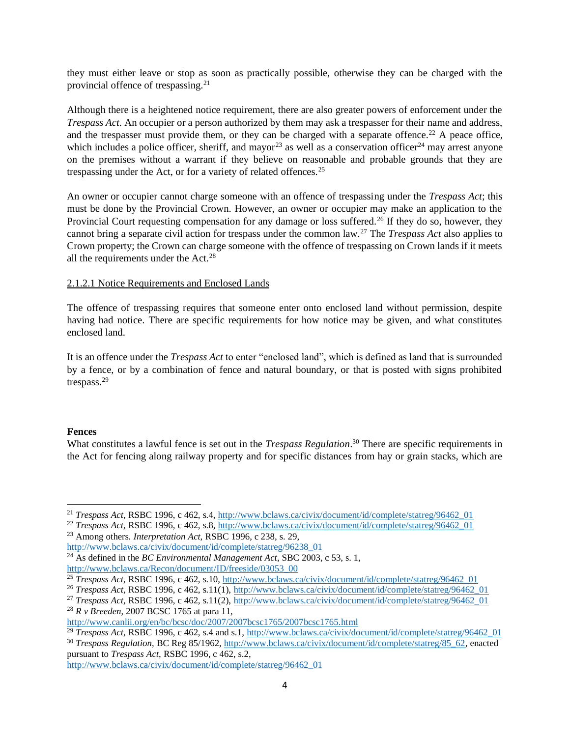they must either leave or stop as soon as practically possible, otherwise they can be charged with the provincial offence of trespassing.[21]

Although there is a heightened notice requirement, there are also greater powers of enforcement under the *Trespass Act*. An occupier or a person authorized by them may ask a trespasser for their name and address, and the trespasser must provide them, or they can be charged with a separate offence.[22] A peace office, which includes a police officer, sheriff, and mayor[23] as well as a conservation officer[24] may arrest anyone on the premises without a warrant if they believe on reasonable and probable grounds that they are trespassing under the Act, or for a variety of related offences.[25]

An owner or occupier cannot charge someone with an offence of trespassing under the *Trespass Act*; this must be done by the Provincial Crown. However, an owner or occupier may make an application to the Provincial Court requesting compensation for any damage or loss suffered.[26] If they do so, however, they cannot bring a separate civil action for trespass under the common law.[27] The *Trespass Act* also applies to Crown property; the Crown can charge someone with the offence of trespassing on Crown lands if it meets all the requirements under the Act.[28]

2.1.2.1 Notice Requirements and Enclosed Lands

The offence of trespassing requires that someone enter onto enclosed land without permission, despite having had notice. There are specific requirements for how notice may be given, and what constitutes enclosed land.

It is an offence under the *Trespass Act* to enter "enclosed land", which is defined as land that is surrounded by a fence, or by a combination of fence and natural boundary, or that is posted with signs prohibited trespass.[29]

**Fences**

What constitutes a lawful fence is set out in the *Trespass Regulation*.[30] There are specific requirements in the Act for fencing along railway property and for specific distances from hay or grain stacks, which are

---

[21] *Trespass Act*, RSBC 1996, c 462, s.4, http://www.bclaws.ca/civix/document/id/complete/statreg/96462_01

[22] *Trespass Act*, RSBC 1996, c 462, s.8, http://www.bclaws.ca/civix/document/id/complete/statreg/96462_01

[23] Among others. *Interpretation Act*, RSBC 1996, c 238, s. 29, http://www.bclaws.ca/civix/document/id/complete/statreg/96238_01

[24] As defined in the *BC Environmental Management Act*, SBC 2003, c 53, s. 1, http://www.bclaws.ca/Recon/document/ID/freeside/03053_00

[25] *Trespass Act*, RSBC 1996, c 462, s.10, http://www.bclaws.ca/civix/document/id/complete/statreg/96462_01

[26] *Trespass Act*, RSBC 1996, c 462, s.11(1), http://www.bclaws.ca/civix/document/id/complete/statreg/96462_01

[27] *Trespass Act*, RSBC 1996, c 462, s.11(2), http://www.bclaws.ca/civix/document/id/complete/statreg/96462_01

[28] *R v Breeden*, 2007 BCSC 1765 at para 11, http://www.canlii.org/en/bc/bcsc/doc/2007/2007bcsc1765/2007bcsc1765.html

[29] *Trespass Act*, RSBC 1996, c 462, s.4 and s.1, http://www.bclaws.ca/civix/document/id/complete/statreg/96462_01

[30] *Trespass Regulation*, BC Reg 85/1962, http://www.bclaws.ca/civix/document/id/complete/statreg/85_62, enacted pursuant to *Trespass Act*, RSBC 1996, c 462, s.2, http://www.bclaws.ca/civix/document/id/complete/statreg/96462_01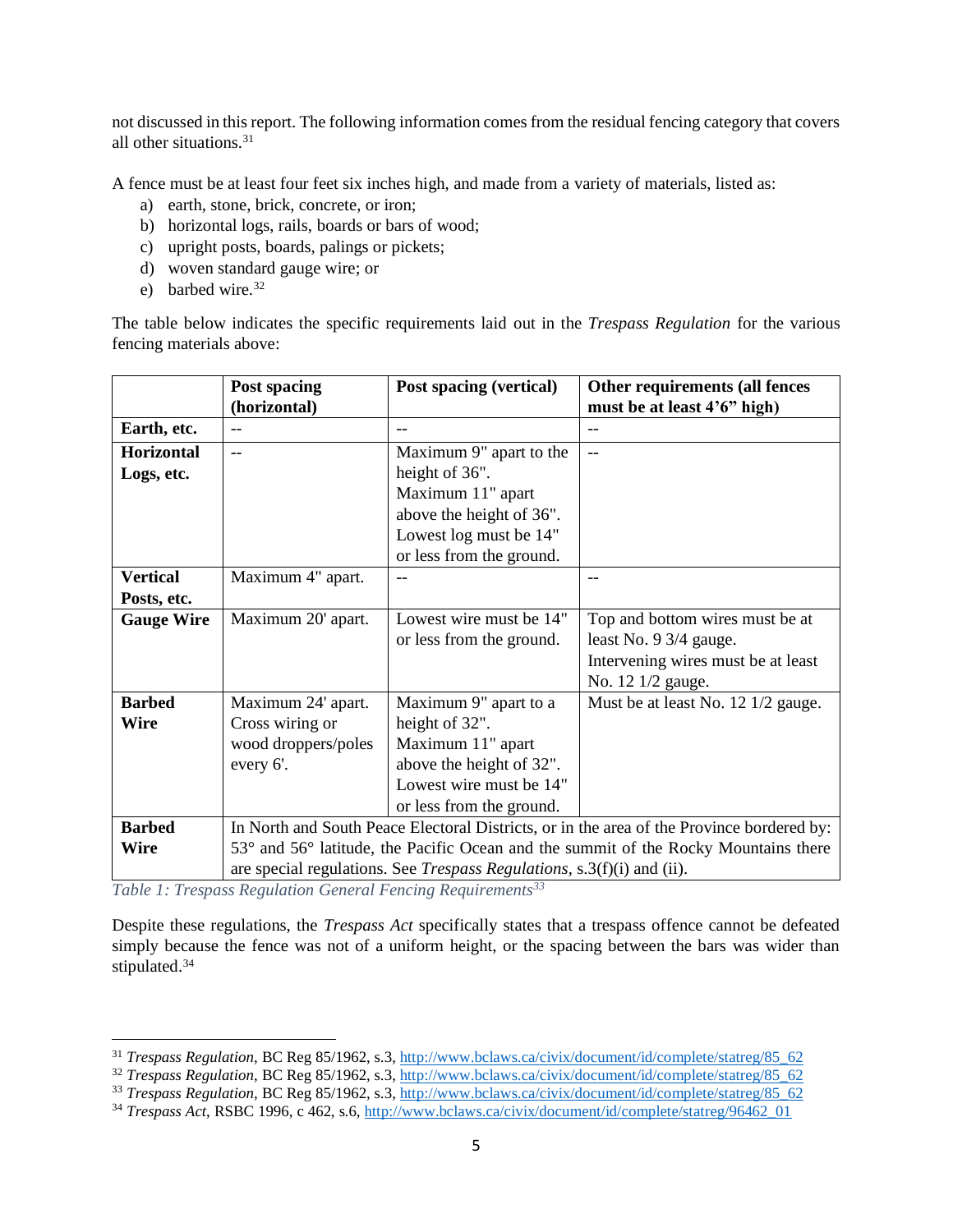not discussed in this report. The following information comes from the residual fencing category that covers all other situations.[31]

A fence must be at least four feet six inches high, and made from a variety of materials, listed as:

a) earth, stone, brick, concrete, or iron;
b) horizontal logs, rails, boards or bars of wood;
c) upright posts, boards, palings or pickets;
d) woven standard gauge wire; or
e) barbed wire.[32]

The table below indicates the specific requirements laid out in the *Trespass Regulation* for the various fencing materials above:

| | Post spacing (horizontal) | Post spacing (vertical) | Other requirements (all fences must be at least 4'6" high) |
|---|---|---|---|
| **Earth, etc.** | -- | -- | -- |
| **Horizontal Logs, etc.** | -- | Maximum 9" apart to the height of 36". Maximum 11" apart above the height of 36". Lowest log must be 14" or less from the ground. | -- |
| **Vertical Posts, etc.** | Maximum 4" apart. | -- | -- |
| **Gauge Wire** | Maximum 20' apart. | Lowest wire must be 14" or less from the ground. | Top and bottom wires must be at least No. 9 3/4 gauge. Intervening wires must be at least No. 12 1/2 gauge. |
| **Barbed Wire** | Maximum 24' apart. Cross wiring or wood droppers/poles every 6'. | Maximum 9" apart to a height of 32". Maximum 11" apart above the height of 32". Lowest wire must be 14" or less from the ground. | Must be at least No. 12 1/2 gauge. |
| **Barbed Wire** | In North and South Peace Electoral Districts, or in the area of the Province bordered by: 53° and 56° latitude, the Pacific Ocean and the summit of the Rocky Mountains there are special regulations. See *Trespass Regulations*, s.3(f)(i) and (ii). | | |

*Table 1: Trespass Regulation General Fencing Requirements*[33]

Despite these regulations, the *Trespass Act* specifically states that a trespass offence cannot be defeated simply because the fence was not of a uniform height, or the spacing between the bars was wider than stipulated.[34]

---

[31] *Trespass Regulation*, BC Reg 85/1962, s.3, http://www.bclaws.ca/civix/document/id/complete/statreg/85_62

[32] *Trespass Regulation*, BC Reg 85/1962, s.3, http://www.bclaws.ca/civix/document/id/complete/statreg/85_62

[33] *Trespass Regulation*, BC Reg 85/1962, s.3, http://www.bclaws.ca/civix/document/id/complete/statreg/85_62

[34] *Trespass Act*, RSBC 1996, c 462, s.6, http://www.bclaws.ca/civix/document/id/complete/statreg/96462_01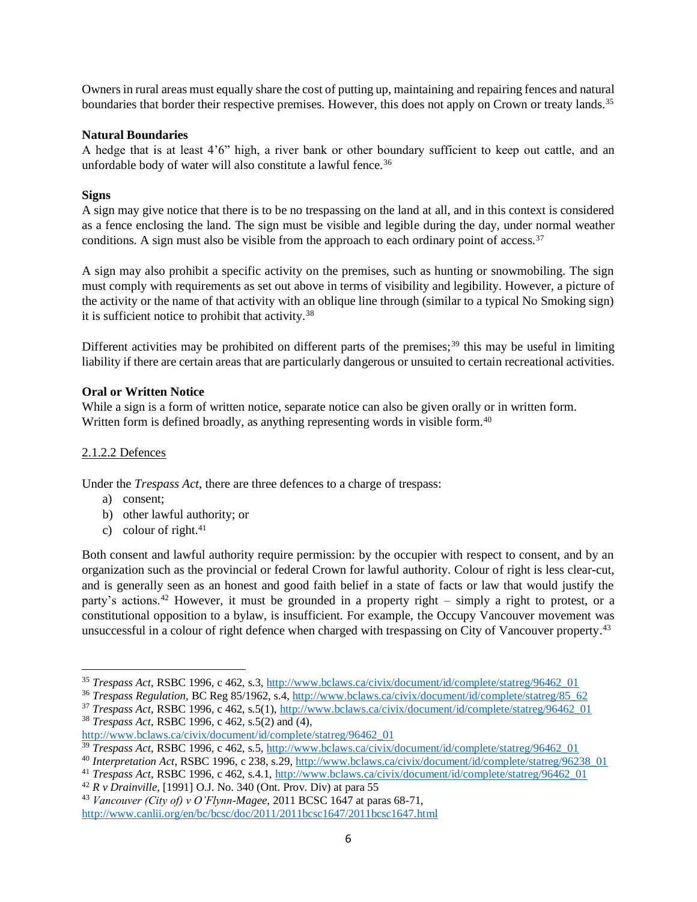Owners in rural areas must equally share the cost of putting up, maintaining and repairing fences and natural boundaries that border their respective premises. However, this does not apply on Crown or treaty lands.[35]

**Natural Boundaries**

A hedge that is at least 4'6" high, a river bank or other boundary sufficient to keep out cattle, and an unfordable body of water will also constitute a lawful fence.[36]

**Signs**

A sign may give notice that there is to be no trespassing on the land at all, and in this context is considered as a fence enclosing the land. The sign must be visible and legible during the day, under normal weather conditions. A sign must also be visible from the approach to each ordinary point of access.[37]

A sign may also prohibit a specific activity on the premises, such as hunting or snowmobiling. The sign must comply with requirements as set out above in terms of visibility and legibility. However, a picture of the activity or the name of that activity with an oblique line through (similar to a typical No Smoking sign) it is sufficient notice to prohibit that activity.[38]

Different activities may be prohibited on different parts of the premises;[39] this may be useful in limiting liability if there are certain areas that are particularly dangerous or unsuited to certain recreational activities.

**Oral or Written Notice**

While a sign is a form of written notice, separate notice can also be given orally or in written form. Written form is defined broadly, as anything representing words in visible form.[40]

2.1.2.2 Defences

Under the *Trespass Act*, there are three defences to a charge of trespass:

a) consent;
b) other lawful authority; or
c) colour of right.[41]

Both consent and lawful authority require permission: by the occupier with respect to consent, and by an organization such as the provincial or federal Crown for lawful authority. Colour of right is less clear-cut, and is generally seen as an honest and good faith belief in a state of facts or law that would justify the party's actions.[42] However, it must be grounded in a property right – simply a right to protest, or a constitutional opposition to a bylaw, is insufficient. For example, the Occupy Vancouver movement was unsuccessful in a colour of right defence when charged with trespassing on City of Vancouver property.[43]

---

[35] *Trespass Act*, RSBC 1996, c 462, s.3, http://www.bclaws.ca/civix/document/id/complete/statreg/96462_01

[36] *Trespass Regulation*, BC Reg 85/1962, s.4, http://www.bclaws.ca/civix/document/id/complete/statreg/85_62

[37] *Trespass Act*, RSBC 1996, c 462, s.5(1), http://www.bclaws.ca/civix/document/id/complete/statreg/96462_01

[38] *Trespass Act*, RSBC 1996, c 462, s.5(2) and (4), http://www.bclaws.ca/civix/document/id/complete/statreg/96462_01

[39] *Trespass Act*, RSBC 1996, c 462, s.5, http://www.bclaws.ca/civix/document/id/complete/statreg/96462_01

[40] *Interpretation Act*, RSBC 1996, c 238, s.29, http://www.bclaws.ca/civix/document/id/complete/statreg/96238_01

[41] *Trespass Act*, RSBC 1996, c 462, s.4.1, http://www.bclaws.ca/civix/document/id/complete/statreg/96462_01

[42] *R v Drainville*, [1991] O.J. No. 340 (Ont. Prov. Div) at para 55

[43] *Vancouver (City of) v O'Flynn-Magee*, 2011 BCSC 1647 at paras 68-71, http://www.canlii.org/en/bc/bcsc/doc/2011/2011bcsc1647/2011bcsc1647.html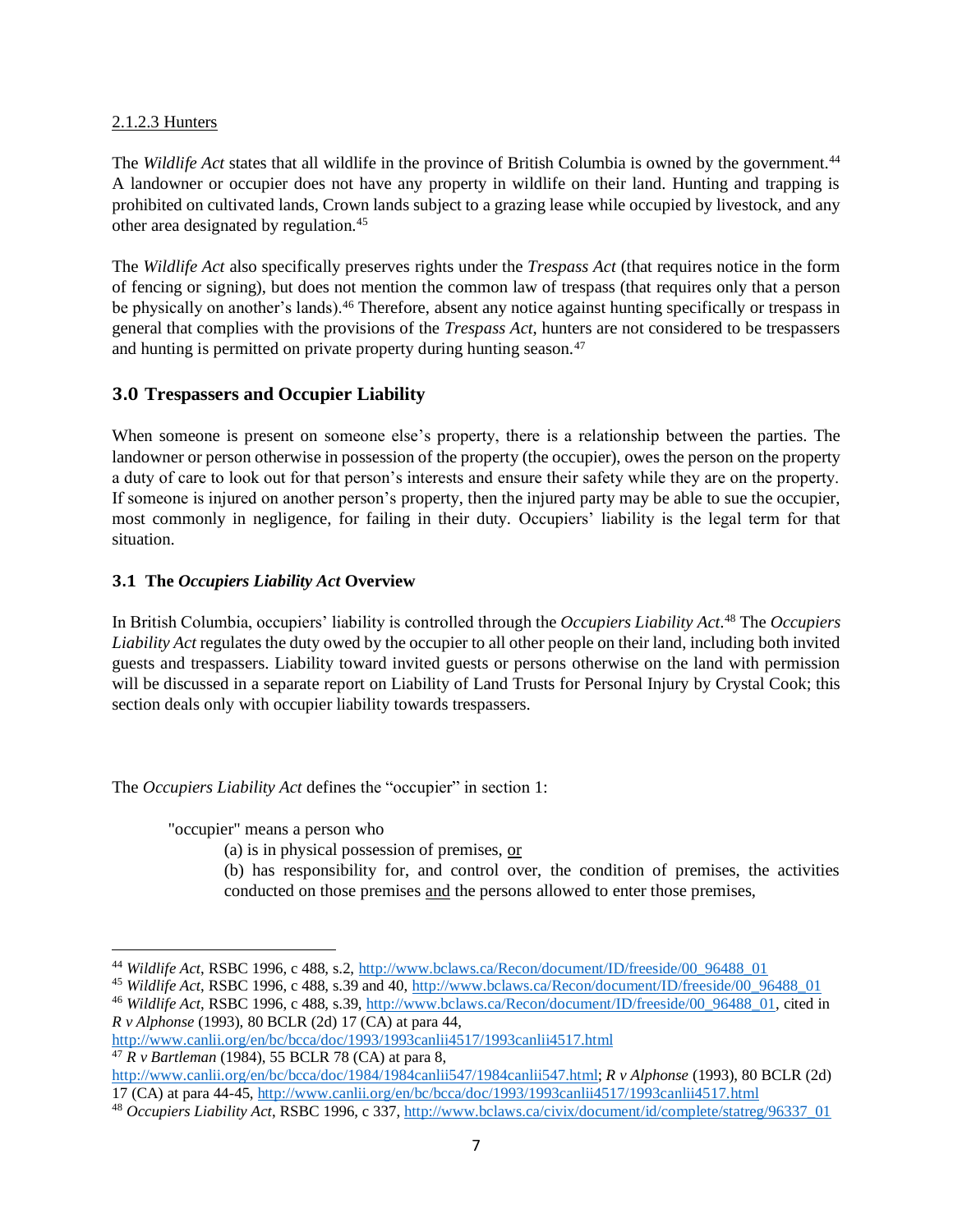#### 2.1.2.3 Hunters

The *Wildlife Act* states that all wildlife in the province of British Columbia is owned by the government.[44] A landowner or occupier does not have any property in wildlife on their land. Hunting and trapping is prohibited on cultivated lands, Crown lands subject to a grazing lease while occupied by livestock, and any other area designated by regulation.[45]

The *Wildlife Act* also specifically preserves rights under the *Trespass Act* (that requires notice in the form of fencing or signing), but does not mention the common law of trespass (that requires only that a person be physically on another's lands).[46] Therefore, absent any notice against hunting specifically or trespass in general that complies with the provisions of the *Trespass Act*, hunters are not considered to be trespassers and hunting is permitted on private property during hunting season.[47]

## 3.0 Trespassers and Occupier Liability

When someone is present on someone else's property, there is a relationship between the parties. The landowner or person otherwise in possession of the property (the occupier), owes the person on the property a duty of care to look out for that person's interests and ensure their safety while they are on the property. If someone is injured on another person's property, then the injured party may be able to sue the occupier, most commonly in negligence, for failing in their duty. Occupiers' liability is the legal term for that situation.

### 3.1 The *Occupiers Liability Act* Overview

In British Columbia, occupiers' liability is controlled through the *Occupiers Liability Act*.[48] The *Occupiers Liability Act* regulates the duty owed by the occupier to all other people on their land, including both invited guests and trespassers. Liability toward invited guests or persons otherwise on the land with permission will be discussed in a separate report on Liability of Land Trusts for Personal Injury by Crystal Cook; this section deals only with occupier liability towards trespassers.

The *Occupiers Liability Act* defines the "occupier" in section 1:

> "occupier" means a person who
>
> (a) is in physical possession of premises, <u>or</u>
>
> (b) has responsibility for, and control over, the condition of premises, the activities conducted on those premises <u>and</u> the persons allowed to enter those premises,

---

[44] *Wildlife Act*, RSBC 1996, c 488, s.2, http://www.bclaws.ca/Recon/document/ID/freeside/00_96488_01

[45] *Wildlife Act*, RSBC 1996, c 488, s.39 and 40, http://www.bclaws.ca/Recon/document/ID/freeside/00_96488_01

[46] *Wildlife Act*, RSBC 1996, c 488, s.39, http://www.bclaws.ca/Recon/document/ID/freeside/00_96488_01, cited in *R v Alphonse* (1993), 80 BCLR (2d) 17 (CA) at para 44, http://www.canlii.org/en/bc/bcca/doc/1993/1993canlii4517/1993canlii4517.html

[47] *R v Bartleman* (1984), 55 BCLR 78 (CA) at para 8, http://www.canlii.org/en/bc/bcca/doc/1984/1984canlii547/1984canlii547.html; *R v Alphonse* (1993), 80 BCLR (2d) 17 (CA) at para 44-45, http://www.canlii.org/en/bc/bcca/doc/1993/1993canlii4517/1993canlii4517.html

[48] *Occupiers Liability Act*, RSBC 1996, c 337, http://www.bclaws.ca/civix/document/id/complete/statreg/96337_01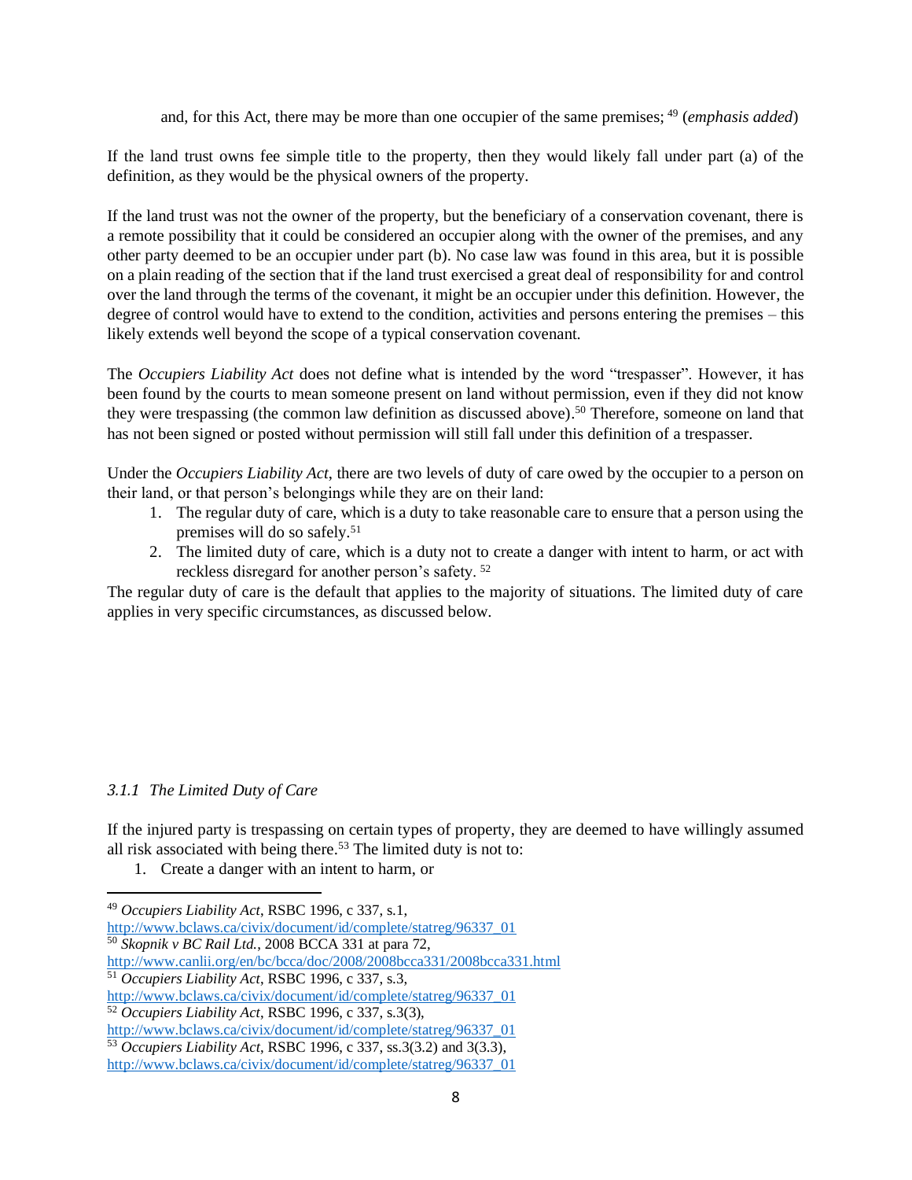and, for this Act, there may be more than one occupier of the same premises; [49] (*emphasis added*)

If the land trust owns fee simple title to the property, then they would likely fall under part (a) of the definition, as they would be the physical owners of the property.

If the land trust was not the owner of the property, but the beneficiary of a conservation covenant, there is a remote possibility that it could be considered an occupier along with the owner of the premises, and any other party deemed to be an occupier under part (b). No case law was found in this area, but it is possible on a plain reading of the section that if the land trust exercised a great deal of responsibility for and control over the land through the terms of the covenant, it might be an occupier under this definition. However, the degree of control would have to extend to the condition, activities and persons entering the premises – this likely extends well beyond the scope of a typical conservation covenant.

The *Occupiers Liability Act* does not define what is intended by the word "trespasser". However, it has been found by the courts to mean someone present on land without permission, even if they did not know they were trespassing (the common law definition as discussed above).[50] Therefore, someone on land that has not been signed or posted without permission will still fall under this definition of a trespasser.

Under the *Occupiers Liability Act*, there are two levels of duty of care owed by the occupier to a person on their land, or that person's belongings while they are on their land:

1. The regular duty of care, which is a duty to take reasonable care to ensure that a person using the premises will do so safely.[51]
2. The limited duty of care, which is a duty not to create a danger with intent to harm, or act with reckless disregard for another person's safety. [52]

The regular duty of care is the default that applies to the majority of situations. The limited duty of care applies in very specific circumstances, as discussed below.

### 3.1.1 The Limited Duty of Care

If the injured party is trespassing on certain types of property, they are deemed to have willingly assumed all risk associated with being there.[53] The limited duty is not to:

1. Create a danger with an intent to harm, or

---

[49] *Occupiers Liability Act*, RSBC 1996, c 337, s.1, http://www.bclaws.ca/civix/document/id/complete/statreg/96337_01

[50] *Skopnik v BC Rail Ltd.*, 2008 BCCA 331 at para 72, http://www.canlii.org/en/bc/bcca/doc/2008/2008bcca331/2008bcca331.html

[51] *Occupiers Liability Act*, RSBC 1996, c 337, s.3, http://www.bclaws.ca/civix/document/id/complete/statreg/96337_01

[52] *Occupiers Liability Act*, RSBC 1996, c 337, s.3(3), http://www.bclaws.ca/civix/document/id/complete/statreg/96337_01

[53] *Occupiers Liability Act*, RSBC 1996, c 337, ss.3(3.2) and 3(3.3), http://www.bclaws.ca/civix/document/id/complete/statreg/96337_01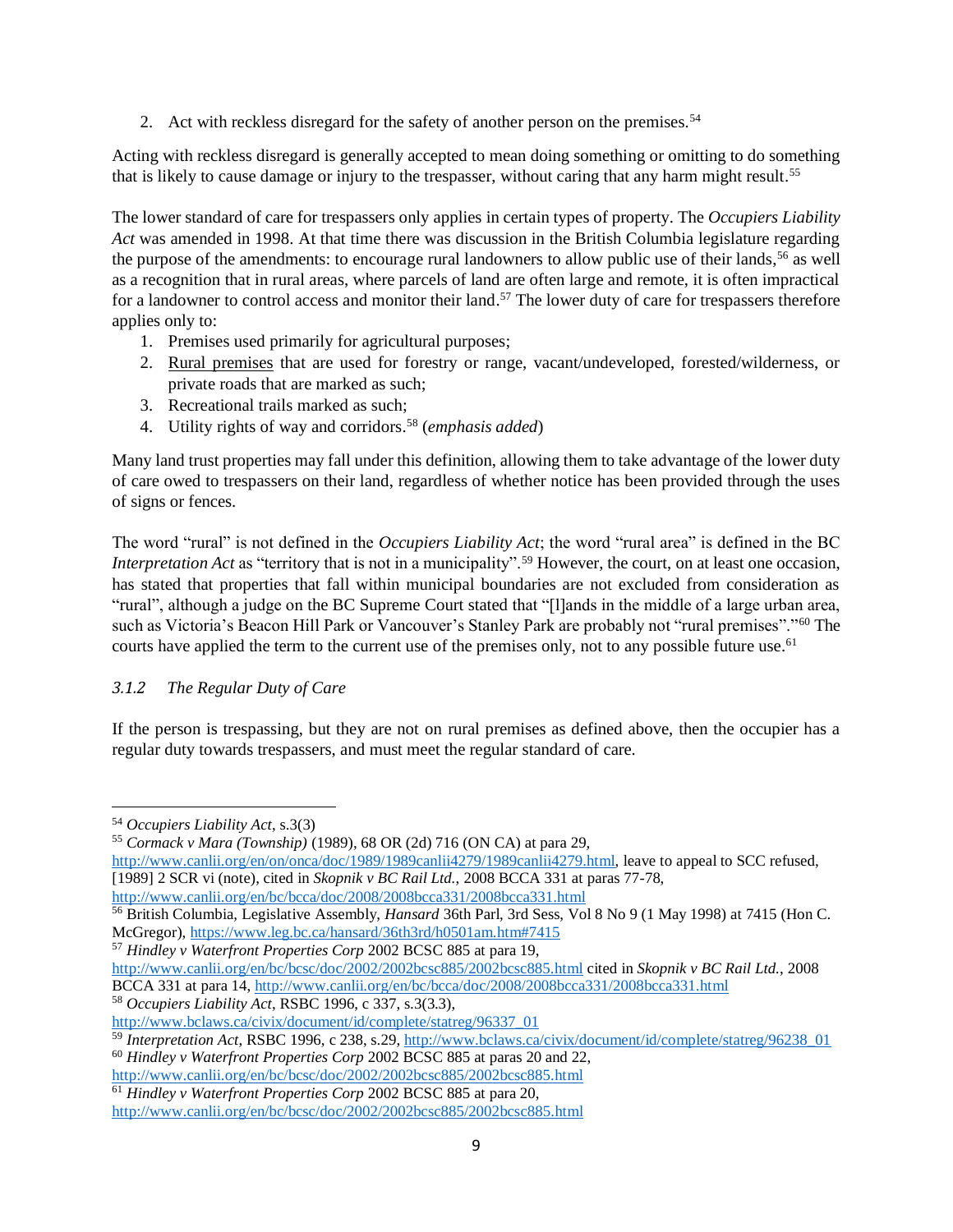2. Act with reckless disregard for the safety of another person on the premises.[54]

Acting with reckless disregard is generally accepted to mean doing something or omitting to do something that is likely to cause damage or injury to the trespasser, without caring that any harm might result.[55]

The lower standard of care for trespassers only applies in certain types of property. The *Occupiers Liability Act* was amended in 1998. At that time there was discussion in the British Columbia legislature regarding the purpose of the amendments: to encourage rural landowners to allow public use of their lands,[56] as well as a recognition that in rural areas, where parcels of land are often large and remote, it is often impractical for a landowner to control access and monitor their land.[57] The lower duty of care for trespassers therefore applies only to:

1. Premises used primarily for agricultural purposes;
2. <u>Rural premises</u> that are used for forestry or range, vacant/undeveloped, forested/wilderness, or private roads that are marked as such;
3. Recreational trails marked as such;
4. Utility rights of way and corridors.[58] (*emphasis added*)

Many land trust properties may fall under this definition, allowing them to take advantage of the lower duty of care owed to trespassers on their land, regardless of whether notice has been provided through the uses of signs or fences.

The word "rural" is not defined in the *Occupiers Liability Act*; the word "rural area" is defined in the BC *Interpretation Act* as "territory that is not in a municipality".[59] However, the court, on at least one occasion, has stated that properties that fall within municipal boundaries are not excluded from consideration as "rural", although a judge on the BC Supreme Court stated that "[l]ands in the middle of a large urban area, such as Victoria's Beacon Hill Park or Vancouver's Stanley Park are probably not "rural premises"."[60] The courts have applied the term to the current use of the premises only, not to any possible future use.[61]

### *3.1.2 The Regular Duty of Care*

If the person is trespassing, but they are not on rural premises as defined above, then the occupier has a regular duty towards trespassers, and must meet the regular standard of care.

---

[54] *Occupiers Liability Act*, s.3(3)

[55] *Cormack v Mara (Township)* (1989), 68 OR (2d) 716 (ON CA) at para 29, http://www.canlii.org/en/on/onca/doc/1989/1989canlii4279/1989canlii4279.html, leave to appeal to SCC refused, [1989] 2 SCR vi (note), cited in *Skopnik v BC Rail Ltd.*, 2008 BCCA 331 at paras 77-78, http://www.canlii.org/en/bc/bcca/doc/2008/2008bcca331/2008bcca331.html

[56] British Columbia, Legislative Assembly, *Hansard* 36th Parl, 3rd Sess, Vol 8 No 9 (1 May 1998) at 7415 (Hon C. McGregor), https://www.leg.bc.ca/hansard/36th3rd/h0501am.htm#7415

[57] *Hindley v Waterfront Properties Corp* 2002 BCSC 885 at para 19, http://www.canlii.org/en/bc/bcsc/doc/2002/2002bcsc885/2002bcsc885.html cited in *Skopnik v BC Rail Ltd.*, 2008 BCCA 331 at para 14, http://www.canlii.org/en/bc/bcca/doc/2008/2008bcca331/2008bcca331.html

[58] *Occupiers Liability Act*, RSBC 1996, c 337, s.3(3.3), http://www.bclaws.ca/civix/document/id/complete/statreg/96337_01

[59] *Interpretation Act*, RSBC 1996, c 238, s.29, http://www.bclaws.ca/civix/document/id/complete/statreg/96238_01

[60] *Hindley v Waterfront Properties Corp* 2002 BCSC 885 at paras 20 and 22, http://www.canlii.org/en/bc/bcsc/doc/2002/2002bcsc885/2002bcsc885.html

[61] *Hindley v Waterfront Properties Corp* 2002 BCSC 885 at para 20, http://www.canlii.org/en/bc/bcsc/doc/2002/2002bcsc885/2002bcsc885.html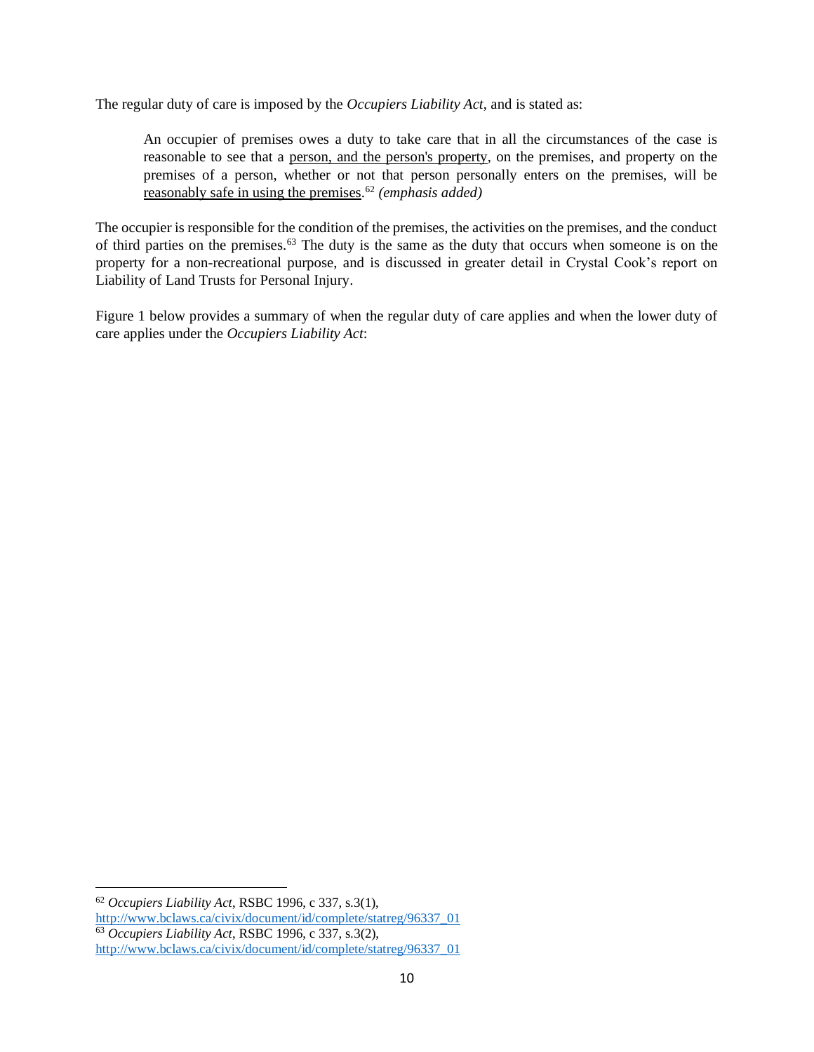The regular duty of care is imposed by the *Occupiers Liability Act*, and is stated as:

> An occupier of premises owes a duty to take care that in all the circumstances of the case is reasonable to see that a <u>person, and the person's property</u>, on the premises, and property on the premises of a person, whether or not that person personally enters on the premises, will be <u>reasonably safe in using the premises</u>.[62] *(emphasis added)*

The occupier is responsible for the condition of the premises, the activities on the premises, and the conduct of third parties on the premises.[63] The duty is the same as the duty that occurs when someone is on the property for a non-recreational purpose, and is discussed in greater detail in Crystal Cook's report on Liability of Land Trusts for Personal Injury.

Figure 1 below provides a summary of when the regular duty of care applies and when the lower duty of care applies under the *Occupiers Liability Act*:

---

[62] *Occupiers Liability Act*, RSBC 1996, c 337, s.3(1), http://www.bclaws.ca/civix/document/id/complete/statreg/96337_01

[63] *Occupiers Liability Act*, RSBC 1996, c 337, s.3(2), http://www.bclaws.ca/civix/document/id/complete/statreg/96337_01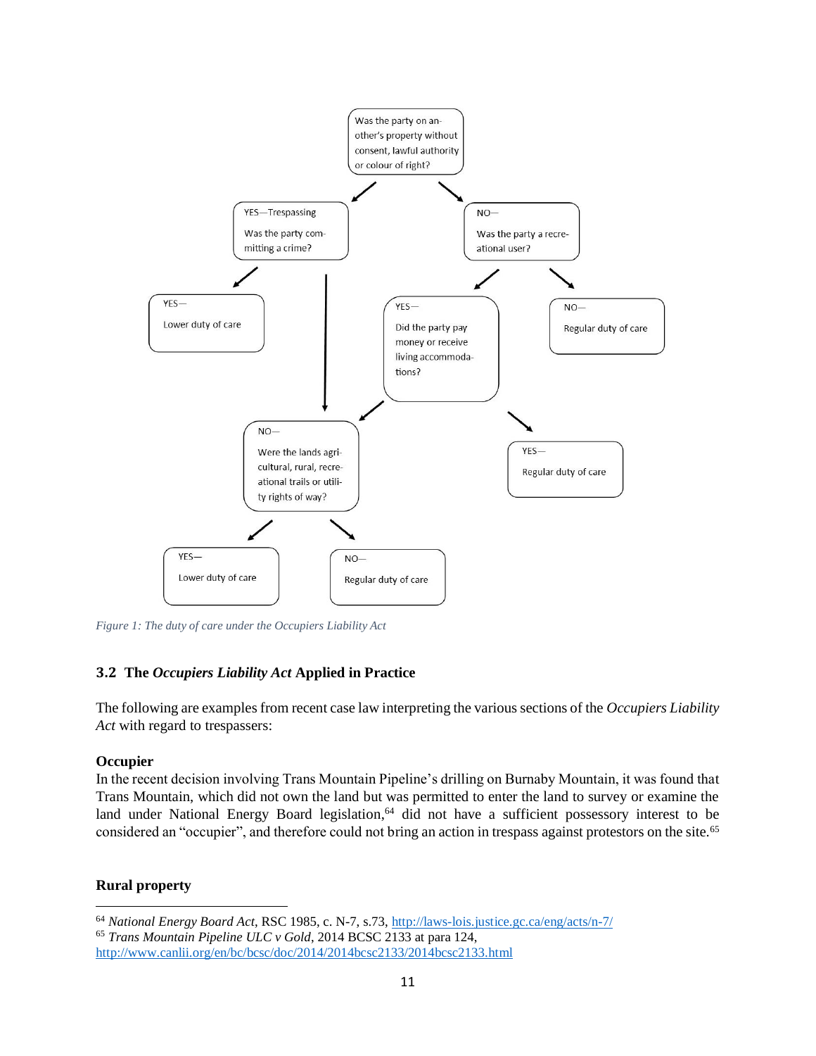- Was the party on another's property without consent, lawful authority or colour of right?
  - YES—Trespassing: Was the party committing a crime?
    - YES— Lower duty of care
    - NO— Were the lands agricultural, rural, recreational trails or utility rights of way?
      - YES— Lower duty of care
      - NO— Regular duty of care
  - NO— Was the party a recreational user?
    - YES— Did the party pay money or receive living accommodations?
      - NO— Were the lands agricultural, rural, recreational trails or utility rights of way?
        - YES— Lower duty of care
        - NO— Regular duty of care
      - YES— Regular duty of care
    - NO— Regular duty of care

*Figure 1: The duty of care under the Occupiers Liability Act*

### 3.2 The *Occupiers Liability Act* Applied in Practice

The following are examples from recent case law interpreting the various sections of the *Occupiers Liability Act* with regard to trespassers:

**Occupier**

In the recent decision involving Trans Mountain Pipeline's drilling on Burnaby Mountain, it was found that Trans Mountain, which did not own the land but was permitted to enter the land to survey or examine the land under National Energy Board legislation,[64] did not have a sufficient possessory interest to be considered an "occupier", and therefore could not bring an action in trespass against protestors on the site.[65]

**Rural property**

---

[64] *National Energy Board Act*, RSC 1985, c. N-7, s.73, http://laws-lois.justice.gc.ca/eng/acts/n-7/

[65] *Trans Mountain Pipeline ULC v Gold*, 2014 BCSC 2133 at para 124, http://www.canlii.org/en/bc/bcsc/doc/2014/2014bcsc2133/2014bcsc2133.html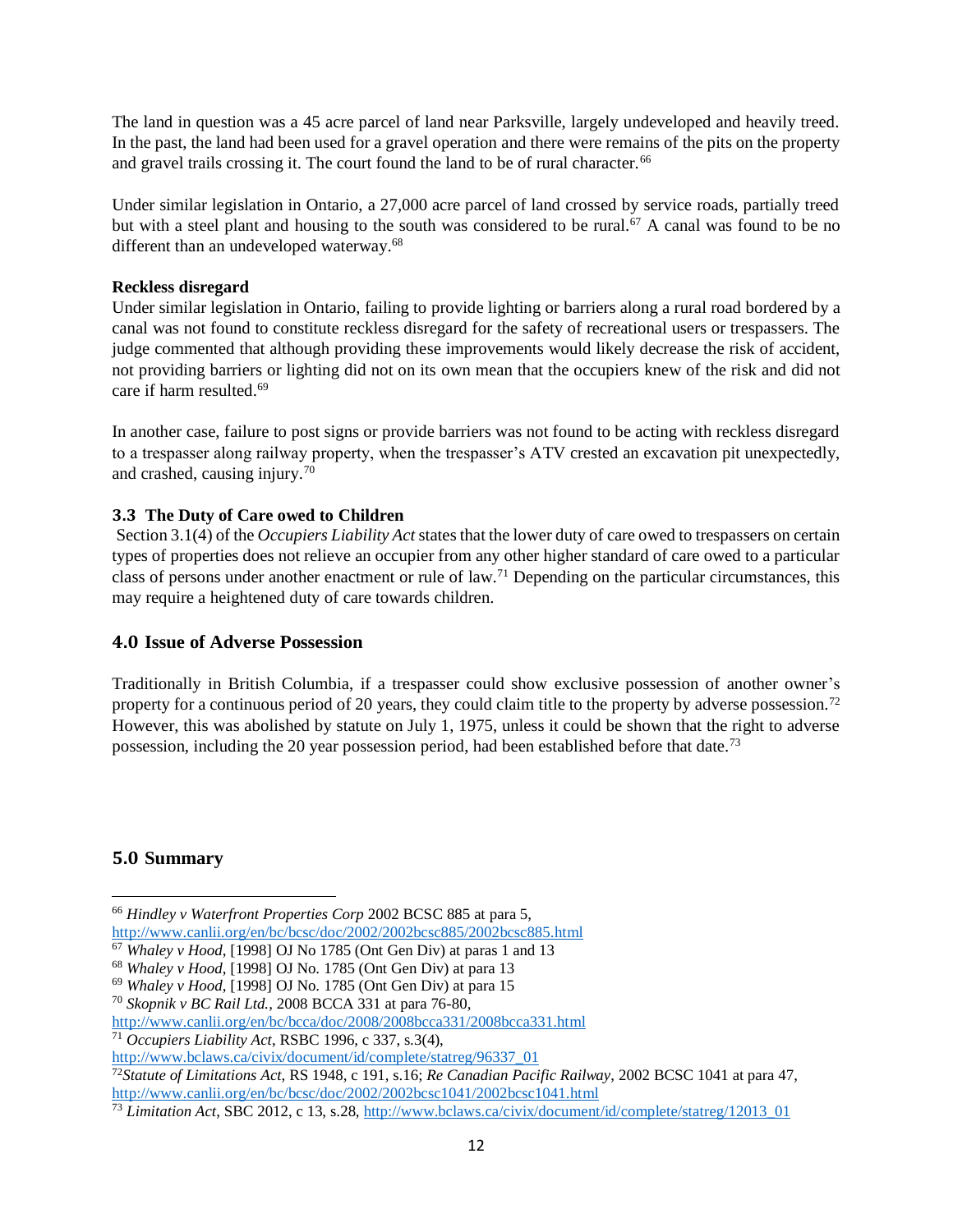The land in question was a 45 acre parcel of land near Parksville, largely undeveloped and heavily treed. In the past, the land had been used for a gravel operation and there were remains of the pits on the property and gravel trails crossing it. The court found the land to be of rural character.[66]

Under similar legislation in Ontario, a 27,000 acre parcel of land crossed by service roads, partially treed but with a steel plant and housing to the south was considered to be rural.[67] A canal was found to be no different than an undeveloped waterway.[68]

**Reckless disregard**

Under similar legislation in Ontario, failing to provide lighting or barriers along a rural road bordered by a canal was not found to constitute reckless disregard for the safety of recreational users or trespassers. The judge commented that although providing these improvements would likely decrease the risk of accident, not providing barriers or lighting did not on its own mean that the occupiers knew of the risk and did not care if harm resulted.[69]

In another case, failure to post signs or provide barriers was not found to be acting with reckless disregard to a trespasser along railway property, when the trespasser's ATV crested an excavation pit unexpectedly, and crashed, causing injury.[70]

### 3.3 The Duty of Care owed to Children

Section 3.1(4) of the *Occupiers Liability Act* states that the lower duty of care owed to trespassers on certain types of properties does not relieve an occupier from any other higher standard of care owed to a particular class of persons under another enactment or rule of law.[71] Depending on the particular circumstances, this may require a heightened duty of care towards children.

## 4.0 Issue of Adverse Possession

Traditionally in British Columbia, if a trespasser could show exclusive possession of another owner's property for a continuous period of 20 years, they could claim title to the property by adverse possession.[72] However, this was abolished by statute on July 1, 1975, unless it could be shown that the right to adverse possession, including the 20 year possession period, had been established before that date.[73]

## 5.0 Summary

---

[66] *Hindley v Waterfront Properties Corp* 2002 BCSC 885 at para 5, http://www.canlii.org/en/bc/bcsc/doc/2002/2002bcsc885/2002bcsc885.html

[67] *Whaley v Hood*, [1998] OJ No 1785 (Ont Gen Div) at paras 1 and 13

[68] *Whaley v Hood*, [1998] OJ No. 1785 (Ont Gen Div) at para 13

[69] *Whaley v Hood*, [1998] OJ No. 1785 (Ont Gen Div) at para 15

[70] *Skopnik v BC Rail Ltd.*, 2008 BCCA 331 at para 76-80, http://www.canlii.org/en/bc/bcca/doc/2008/2008bcca331/2008bcca331.html

[71] *Occupiers Liability Act*, RSBC 1996, c 337, s.3(4), http://www.bclaws.ca/civix/document/id/complete/statreg/96337_01

[72] *Statute of Limitations Act*, RS 1948, c 191, s.16; *Re Canadian Pacific Railway*, 2002 BCSC 1041 at para 47, http://www.canlii.org/en/bc/bcsc/doc/2002/2002bcsc1041/2002bcsc1041.html

[73] *Limitation Act*, SBC 2012, c 13, s.28, http://www.bclaws.ca/civix/document/id/complete/statreg/12013_01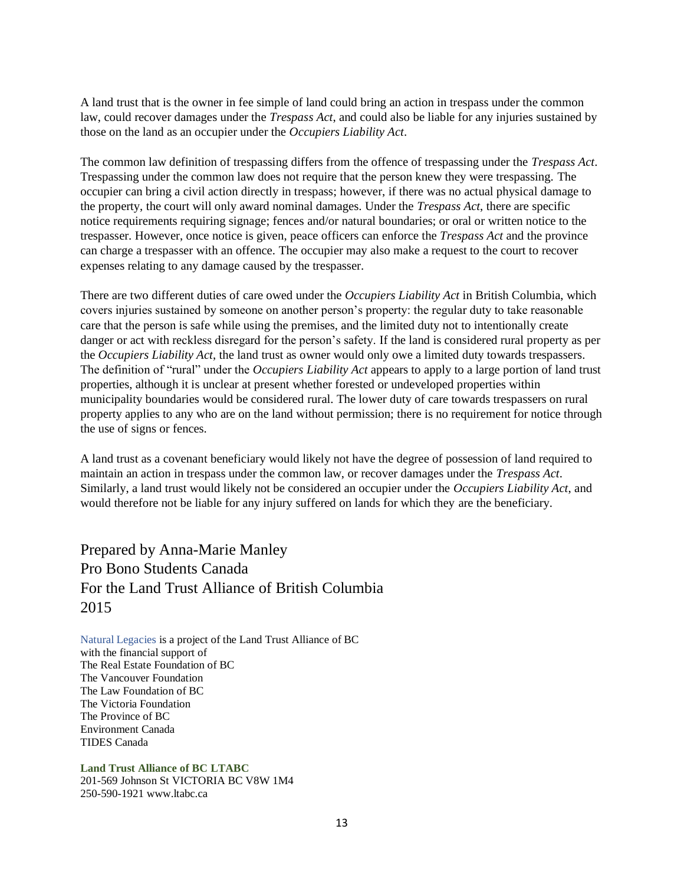A land trust that is the owner in fee simple of land could bring an action in trespass under the common law, could recover damages under the *Trespass Act*, and could also be liable for any injuries sustained by those on the land as an occupier under the *Occupiers Liability Act*.

The common law definition of trespassing differs from the offence of trespassing under the *Trespass Act*. Trespassing under the common law does not require that the person knew they were trespassing. The occupier can bring a civil action directly in trespass; however, if there was no actual physical damage to the property, the court will only award nominal damages. Under the *Trespass Act*, there are specific notice requirements requiring signage; fences and/or natural boundaries; or oral or written notice to the trespasser. However, once notice is given, peace officers can enforce the *Trespass Act* and the province can charge a trespasser with an offence. The occupier may also make a request to the court to recover expenses relating to any damage caused by the trespasser.

There are two different duties of care owed under the *Occupiers Liability Act* in British Columbia, which covers injuries sustained by someone on another person's property: the regular duty to take reasonable care that the person is safe while using the premises, and the limited duty not to intentionally create danger or act with reckless disregard for the person's safety. If the land is considered rural property as per the *Occupiers Liability Act*, the land trust as owner would only owe a limited duty towards trespassers. The definition of "rural" under the *Occupiers Liability Act* appears to apply to a large portion of land trust properties, although it is unclear at present whether forested or undeveloped properties within municipality boundaries would be considered rural. The lower duty of care towards trespassers on rural property applies to any who are on the land without permission; there is no requirement for notice through the use of signs or fences.

A land trust as a covenant beneficiary would likely not have the degree of possession of land required to maintain an action in trespass under the common law, or recover damages under the *Trespass Act*. Similarly, a land trust would likely not be considered an occupier under the *Occupiers Liability Act*, and would therefore not be liable for any injury suffered on lands for which they are the beneficiary.

Prepared by Anna-Marie Manley
Pro Bono Students Canada
For the Land Trust Alliance of British Columbia
2015

Natural Legacies is a project of the Land Trust Alliance of BC
with the financial support of
The Real Estate Foundation of BC
The Vancouver Foundation
The Law Foundation of BC
The Victoria Foundation
The Province of BC
Environment Canada
TIDES Canada

**Land Trust Alliance of BC LTABC**
201-569 Johnson St VICTORIA BC V8W 1M4
250-590-1921 www.ltabc.ca